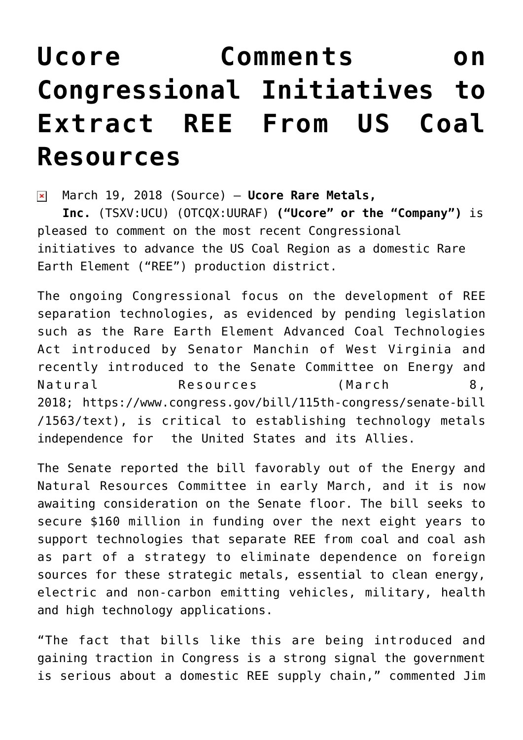# Ucore Comments on Congressional Initiatives to Extract REE From US Coal Resources

March 19, 2018 (Source) — **Ucore Rare Metals, Inc.** (TSXV:UCU) (OTCQX:UURAF) **("Ucore" or the "Company")** is pleased to comment on the most recent Congressional initiatives to advance the US Coal Region as a domestic Rare Earth Element ("REE") production district.

The ongoing Congressional focus on the development of REE separation technologies, as evidenced by pending legislation such as the Rare Earth Element Advanced Coal Technologies Act introduced by Senator Manchin of West Virginia and recently introduced to the Senate Committee on Energy and Natural Resources (March 8, 2018; https://www.congress.gov/bill/115th-congress/senate-bill/1563/text), is critical to establishing technology metals independence for the United States and its Allies.

The Senate reported the bill favorably out of the Energy and Natural Resources Committee in early March, and it is now awaiting consideration on the Senate floor. The bill seeks to secure $160 million in funding over the next eight years to support technologies that separate REE from coal and coal ash as part of a strategy to eliminate dependence on foreign sources for these strategic metals, essential to clean energy, electric and non-carbon emitting vehicles, military, health and high technology applications.

"The fact that bills like this are being introduced and gaining traction in Congress is a strong signal the government is serious about a domestic REE supply chain," commented Jim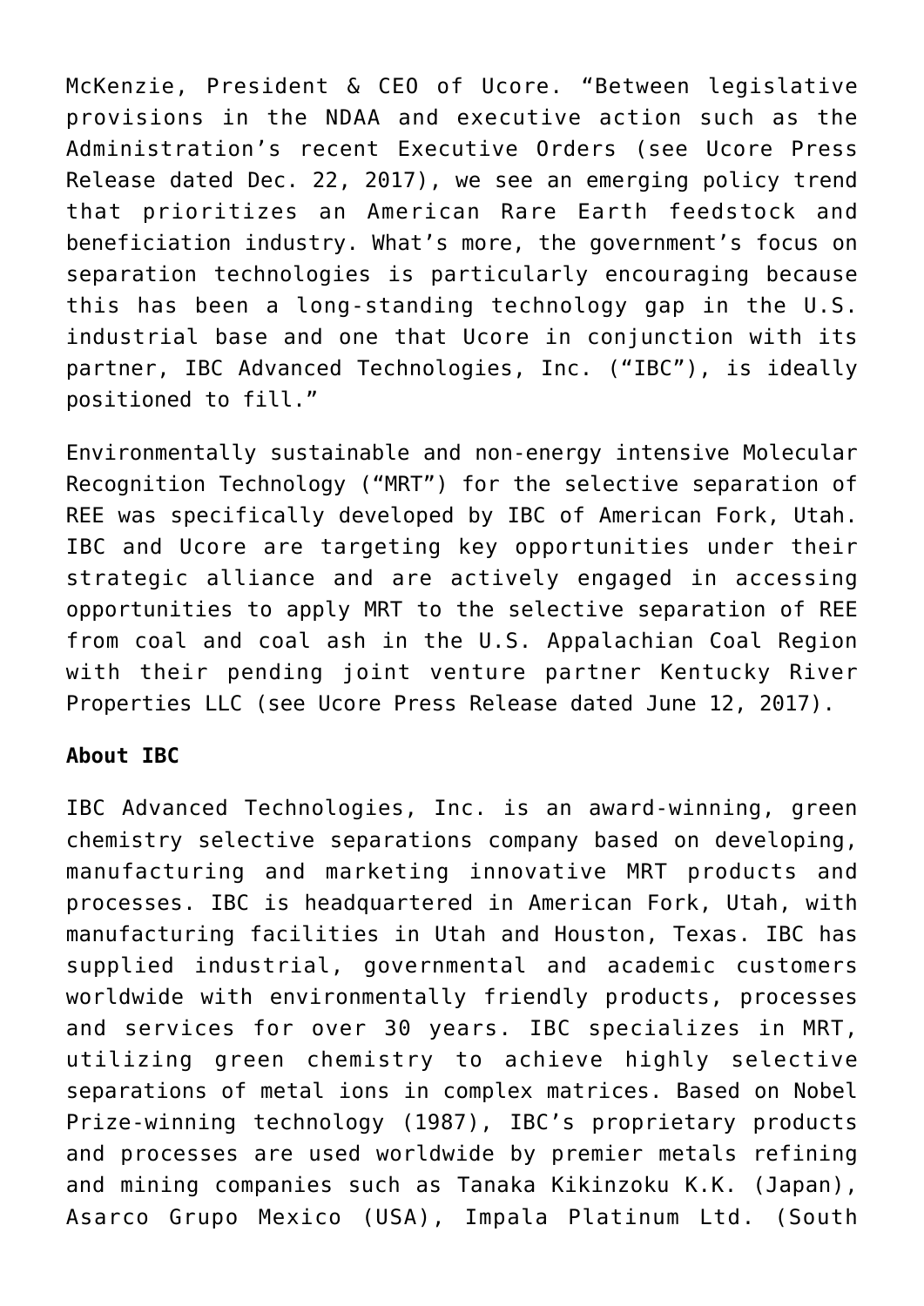McKenzie, President & CEO of Ucore. "Between legislative provisions in the NDAA and executive action such as the Administration's recent Executive Orders (see Ucore Press Release dated Dec. 22, 2017), we see an emerging policy trend that prioritizes an American Rare Earth feedstock and beneficiation industry. What's more, the government's focus on separation technologies is particularly encouraging because this has been a long-standing technology gap in the U.S. industrial base and one that Ucore in conjunction with its partner, IBC Advanced Technologies, Inc. ("IBC"), is ideally positioned to fill."

Environmentally sustainable and non-energy intensive Molecular Recognition Technology ("MRT") for the selective separation of REE was specifically developed by IBC of American Fork, Utah. IBC and Ucore are targeting key opportunities under their strategic alliance and are actively engaged in accessing opportunities to apply MRT to the selective separation of REE from coal and coal ash in the U.S. Appalachian Coal Region with their pending joint venture partner Kentucky River Properties LLC (see Ucore Press Release dated June 12, 2017).

**About IBC**

IBC Advanced Technologies, Inc. is an award-winning, green chemistry selective separations company based on developing, manufacturing and marketing innovative MRT products and processes. IBC is headquartered in American Fork, Utah, with manufacturing facilities in Utah and Houston, Texas. IBC has supplied industrial, governmental and academic customers worldwide with environmentally friendly products, processes and services for over 30 years. IBC specializes in MRT, utilizing green chemistry to achieve highly selective separations of metal ions in complex matrices. Based on Nobel Prize-winning technology (1987), IBC's proprietary products and processes are used worldwide by premier metals refining and mining companies such as Tanaka Kikinzoku K.K. (Japan), Asarco Grupo Mexico (USA), Impala Platinum Ltd. (South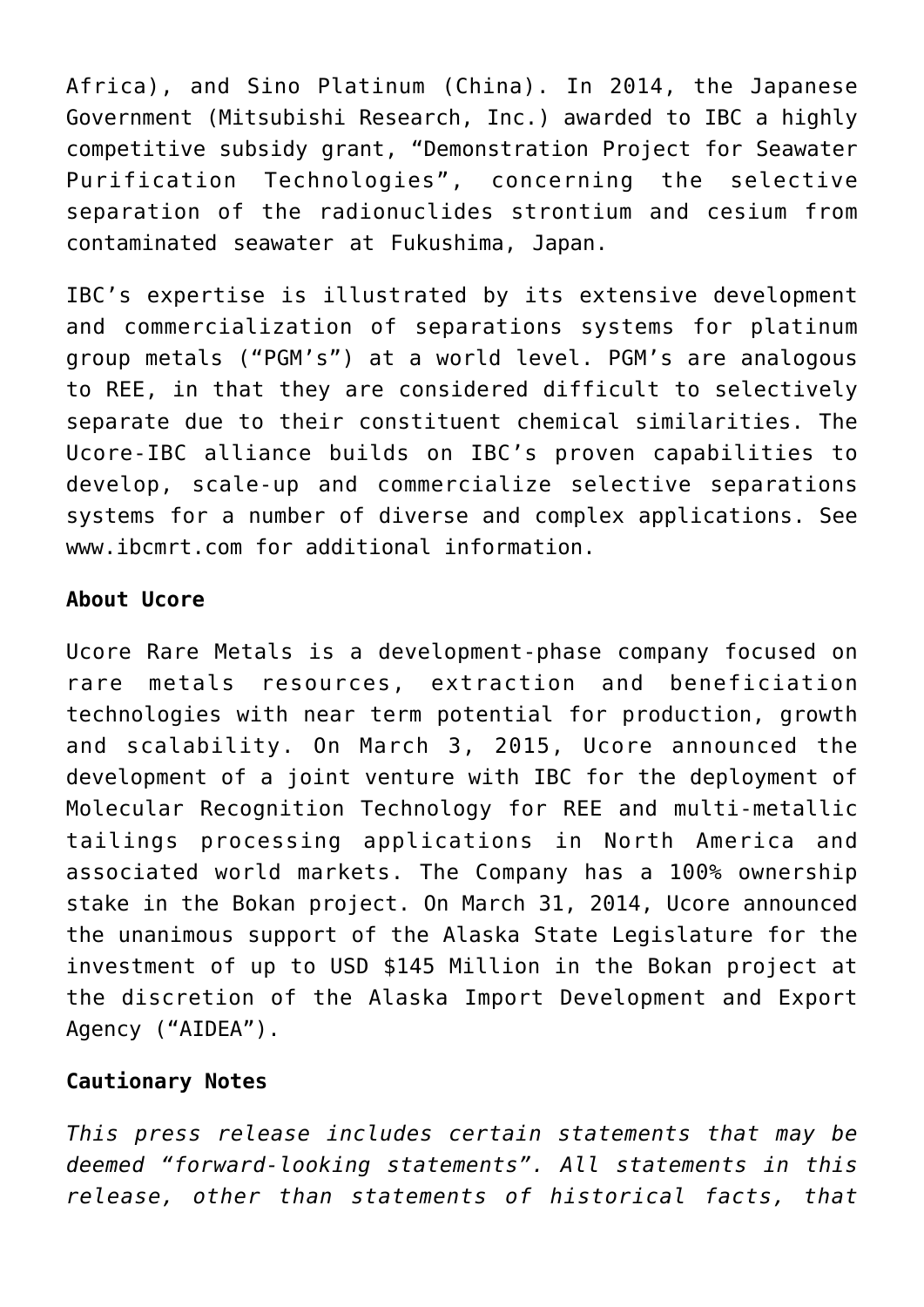Africa), and Sino Platinum (China). In 2014, the Japanese Government (Mitsubishi Research, Inc.) awarded to IBC a highly competitive subsidy grant, "Demonstration Project for Seawater Purification Technologies", concerning the selective separation of the radionuclides strontium and cesium from contaminated seawater at Fukushima, Japan.

IBC's expertise is illustrated by its extensive development and commercialization of separations systems for platinum group metals ("PGM's") at a world level. PGM's are analogous to REE, in that they are considered difficult to selectively separate due to their constituent chemical similarities. The Ucore-IBC alliance builds on IBC's proven capabilities to develop, scale-up and commercialize selective separations systems for a number of diverse and complex applications. See www.ibcmrt.com for additional information.

**About Ucore**

Ucore Rare Metals is a development-phase company focused on rare metals resources, extraction and beneficiation technologies with near term potential for production, growth and scalability. On March 3, 2015, Ucore announced the development of a joint venture with IBC for the deployment of Molecular Recognition Technology for REE and multi-metallic tailings processing applications in North America and associated world markets. The Company has a 100% ownership stake in the Bokan project. On March 31, 2014, Ucore announced the unanimous support of the Alaska State Legislature for the investment of up to USD $145 Million in the Bokan project at the discretion of the Alaska Import Development and Export Agency ("AIDEA").

**Cautionary Notes**

*This press release includes certain statements that may be deemed "forward-looking statements". All statements in this release, other than statements of historical facts, that*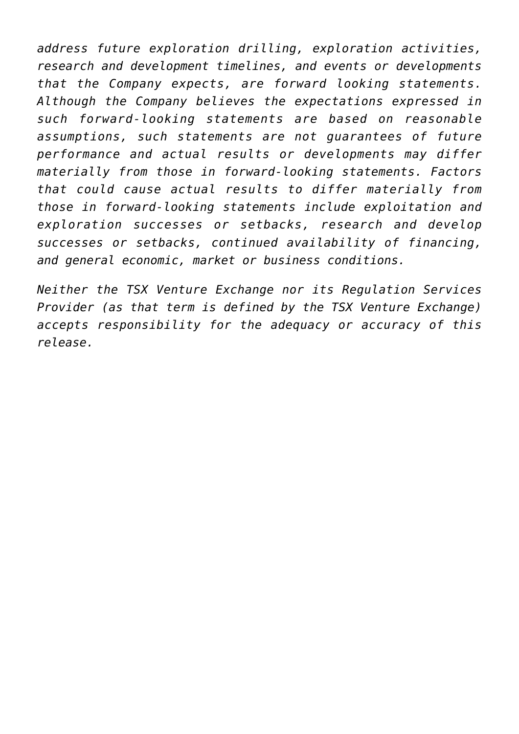*address future exploration drilling, exploration activities, research and development timelines, and events or developments that the Company expects, are forward looking statements. Although the Company believes the expectations expressed in such forward-looking statements are based on reasonable assumptions, such statements are not guarantees of future performance and actual results or developments may differ materially from those in forward-looking statements. Factors that could cause actual results to differ materially from those in forward-looking statements include exploitation and exploration successes or setbacks, research and develop successes or setbacks, continued availability of financing, and general economic, market or business conditions.*

*Neither the TSX Venture Exchange nor its Regulation Services Provider (as that term is defined by the TSX Venture Exchange) accepts responsibility for the adequacy or accuracy of this release.*